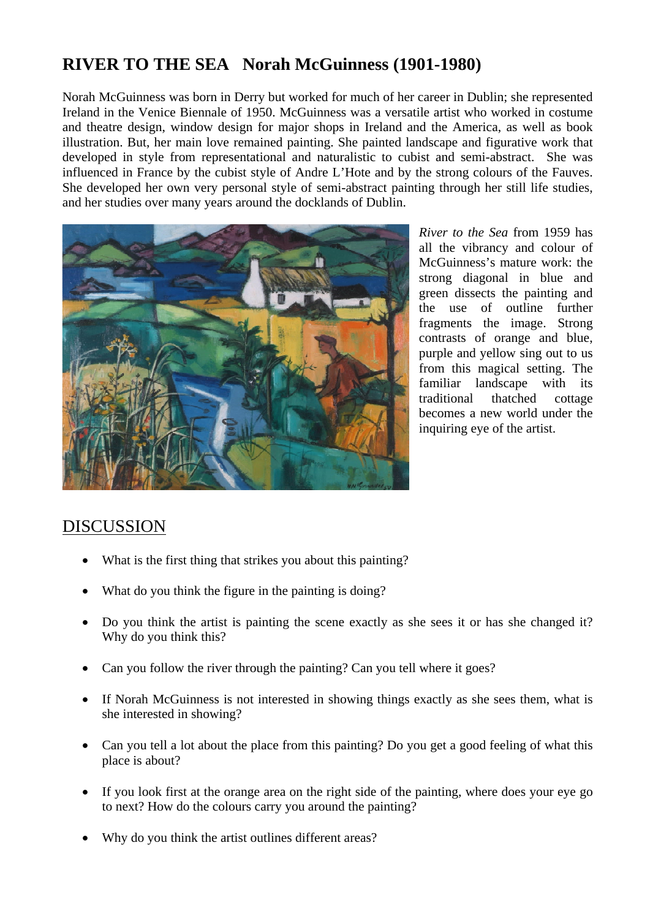# RIVER TO THE SEA Norah McGuinness (1901-1980)

Norah McGuinness was born in Derry but worked for much of her career in Dublin; she represented Ireland in the Venice Biennale of 1950. McGuinness was a versatile artist who worked in costume and theatre design, window design for major shops in Ireland and the America, as well as book illustration. But, her main love remained painting. She painted landscape and figurative work that developed in style from representational and naturalistic to cubist and semi-abstract. She was influenced in France by the cubist style of Andre L'Hote and by the strong colours of the Fauves. She developed her own very personal style of semi-abstract painting through her still life studies, and her studies over many years around the docklands of Dublin.

*River to the Sea* from 1959 has all the vibrancy and colour of McGuinness's mature work: the strong diagonal in blue and green dissects the painting and the use of outline further fragments the image. Strong contrasts of orange and blue, purple and yellow sing out to us from this magical setting. The familiar landscape with its traditional thatched cottage becomes a new world under the inquiring eye of the artist.

## DISCUSSION

- What is the first thing that strikes you about this painting?
- What do you think the figure in the painting is doing?
- Do you think the artist is painting the scene exactly as she sees it or has she changed it? Why do you think this?
- Can you follow the river through the painting? Can you tell where it goes?
- If Norah McGuinness is not interested in showing things exactly as she sees them, what is she interested in showing?
- Can you tell a lot about the place from this painting? Do you get a good feeling of what this place is about?
- If you look first at the orange area on the right side of the painting, where does your eye go to next? How do the colours carry you around the painting?
- Why do you think the artist outlines different areas?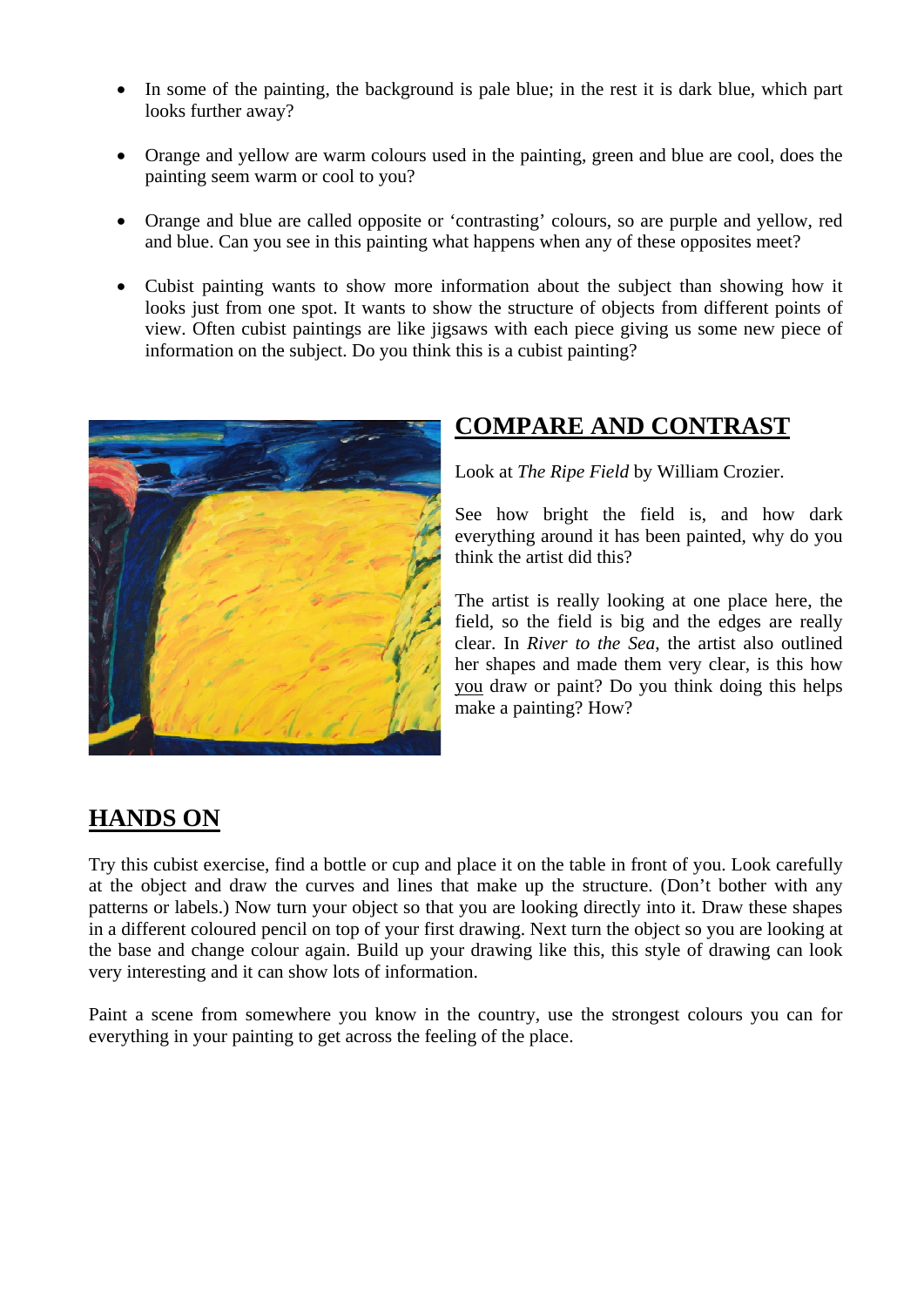- In some of the painting, the background is pale blue; in the rest it is dark blue, which part looks further away?

- Orange and yellow are warm colours used in the painting, green and blue are cool, does the painting seem warm or cool to you?

- Orange and blue are called opposite or 'contrasting' colours, so are purple and yellow, red and blue. Can you see in this painting what happens when any of these opposites meet?

- Cubist painting wants to show more information about the subject than showing how it looks just from one spot. It wants to show the structure of objects from different points of view. Often cubist paintings are like jigsaws with each piece giving us some new piece of information on the subject. Do you think this is a cubist painting?

## COMPARE AND CONTRAST

Look at *The Ripe Field* by William Crozier.

See how bright the field is, and how dark everything around it has been painted, why do you think the artist did this?

The artist is really looking at one place here, the field, so the field is big and the edges are really clear. In *River to the Sea*, the artist also outlined her shapes and made them very clear, is this how you draw or paint? Do you think doing this helps make a painting? How?

## HANDS ON

Try this cubist exercise, find a bottle or cup and place it on the table in front of you. Look carefully at the object and draw the curves and lines that make up the structure. (Don't bother with any patterns or labels.) Now turn your object so that you are looking directly into it. Draw these shapes in a different coloured pencil on top of your first drawing. Next turn the object so you are looking at the base and change colour again. Build up your drawing like this, this style of drawing can look very interesting and it can show lots of information.

Paint a scene from somewhere you know in the country, use the strongest colours you can for everything in your painting to get across the feeling of the place.